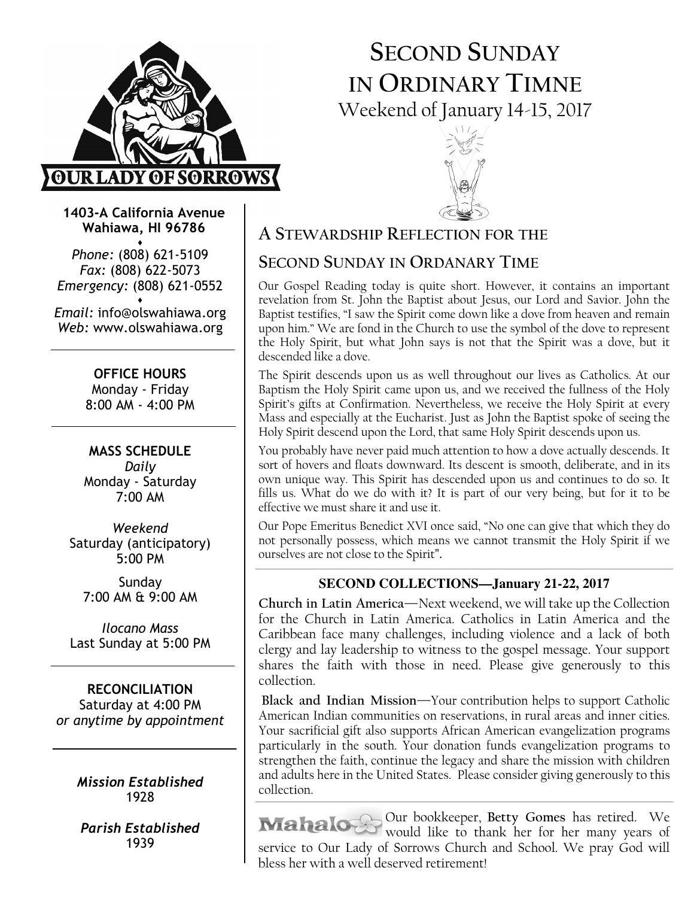# Second Sunday in Ordinary Timne

Weekend of January 14-15, 2017

**OUR LADY OF SORROWS**

**1403-A California Avenue**
**Wahiawa, HI 96786**

*Phone:* (808) 621-5109
*Fax:* (808) 622-5073
*Emergency:* (808) 621-0552

*Email:* info@olswahiawa.org
*Web:* www.olswahiawa.org

**OFFICE HOURS**
Monday - Friday
8:00 AM - 4:00 PM

**MASS SCHEDULE**

*Daily*
Monday - Saturday
7:00 AM

*Weekend*
Saturday (anticipatory)
5:00 PM

Sunday
7:00 AM & 9:00 AM

*Ilocano Mass*
Last Sunday at 5:00 PM

**RECONCILIATION**
Saturday at 4:00 PM
*or anytime by appointment*

***Mission Established***
1928

***Parish Established***
1939

## A Stewardship Reflection for the Second Sunday in Ordanary Time

Our Gospel Reading today is quite short. However, it contains an important revelation from St. John the Baptist about Jesus, our Lord and Savior. John the Baptist testifies, "I saw the Spirit come down like a dove from heaven and remain upon him." We are fond in the Church to use the symbol of the dove to represent the Holy Spirit, but what John says is not that the Spirit was a dove, but it descended like a dove.

The Spirit descends upon us as well throughout our lives as Catholics. At our Baptism the Holy Spirit came upon us, and we received the fullness of the Holy Spirit's gifts at Confirmation. Nevertheless, we receive the Holy Spirit at every Mass and especially at the Eucharist. Just as John the Baptist spoke of seeing the Holy Spirit descend upon the Lord, that same Holy Spirit descends upon us.

You probably have never paid much attention to how a dove actually descends. It sort of hovers and floats downward. Its descent is smooth, deliberate, and in its own unique way. This Spirit has descended upon us and continues to do so. It fills us. What do we do with it? It is part of our very being, but for it to be effective we must share it and use it.

Our Pope Emeritus Benedict XVI once said, "No one can give that which they do not personally possess, which means we cannot transmit the Holy Spirit if we ourselves are not close to the Spirit".

### SECOND COLLECTIONS—January 21-22, 2017

**Church in Latin America**—Next weekend, we will take up the Collection for the Church in Latin America. Catholics in Latin America and the Caribbean face many challenges, including violence and a lack of both clergy and lay leadership to witness to the gospel message. Your support shares the faith with those in need. Please give generously to this collection.

**Black and Indian Mission**—Your contribution helps to support Catholic American Indian communities on reservations, in rural areas and inner cities. Your sacrificial gift also supports African American evangelization programs particularly in the south. Your donation funds evangelization programs to strengthen the faith, continue the legacy and share the mission with children and adults here in the United States. Please consider giving generously to this collection.

**Mahalo** Our bookkeeper, **Betty Gomes** has retired. We would like to thank her for her many years of service to Our Lady of Sorrows Church and School. We pray God will bless her with a well deserved retirement!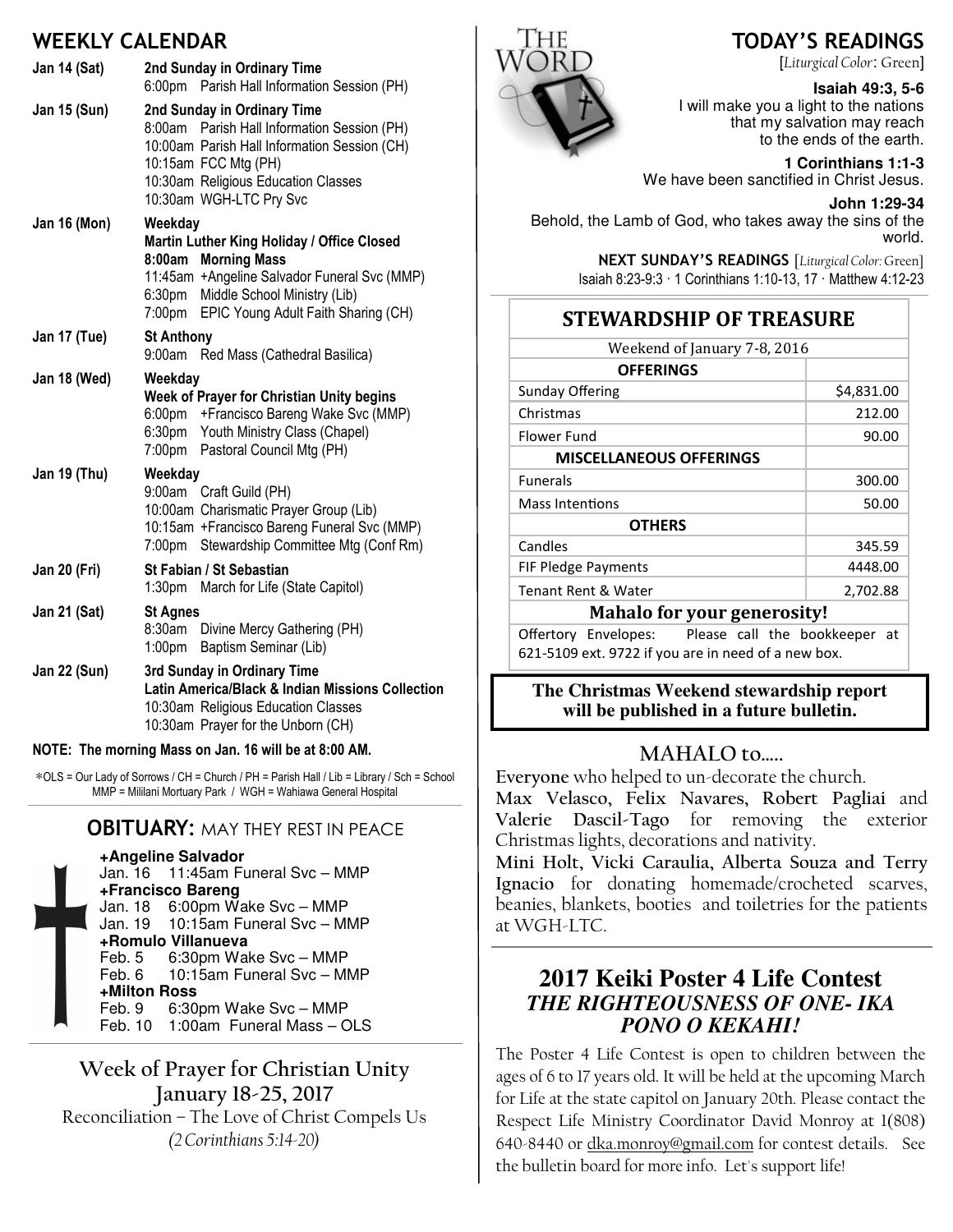## WEEKLY CALENDAR

**Jan 14 (Sat)** — **2nd Sunday in Ordinary Time**
- 6:00pm Parish Hall Information Session (PH)

**Jan 15 (Sun)** — **2nd Sunday in Ordinary Time**
- 8:00am Parish Hall Information Session (PH)
- 10:00am Parish Hall Information Session (CH)
- 10:15am FCC Mtg (PH)
- 10:30am Religious Education Classes
- 10:30am WGH-LTC Pry Svc

**Jan 16 (Mon)** — **Weekday**
**Martin Luther King Holiday / Office Closed**
- **8:00am Morning Mass**
- 11:45am +Angeline Salvador Funeral Svc (MMP)
- 6:30pm Middle School Ministry (Lib)
- 7:00pm EPIC Young Adult Faith Sharing (CH)

**Jan 17 (Tue)** — **St Anthony**
- 9:00am Red Mass (Cathedral Basilica)

**Jan 18 (Wed)** — **Weekday**
**Week of Prayer for Christian Unity begins**
- 6:00pm +Francisco Bareng Wake Svc (MMP)
- 6:30pm Youth Ministry Class (Chapel)
- 7:00pm Pastoral Council Mtg (PH)

**Jan 19 (Thu)** — **Weekday**
- 9:00am Craft Guild (PH)
- 10:00am Charismatic Prayer Group (Lib)
- 10:15am +Francisco Bareng Funeral Svc (MMP)
- 7:00pm Stewardship Committee Mtg (Conf Rm)

**Jan 20 (Fri)** — **St Fabian / St Sebastian**
- 1:30pm March for Life (State Capitol)

**Jan 21 (Sat)** — **St Agnes**
- 8:30am Divine Mercy Gathering (PH)
- 1:00pm Baptism Seminar (Lib)

**Jan 22 (Sun)** — **3rd Sunday in Ordinary Time**
**Latin America/Black & Indian Missions Collection**
- 10:30am Religious Education Classes
- 10:30am Prayer for the Unborn (CH)

**NOTE: The morning Mass on Jan. 16 will be at 8:00 AM.**

*OLS = Our Lady of Sorrows / CH = Church / PH = Parish Hall / Lib = Library / Sch = School
MMP = Mililani Mortuary Park / WGH = Wahiawa General Hospital

## OBITUARY: MAY THEY REST IN PEACE

**+Angeline Salvador**
Jan. 16 11:45am Funeral Svc – MMP

**+Francisco Bareng**
Jan. 18 6:00pm Wake Svc – MMP
Jan. 19 10:15am Funeral Svc – MMP

**+Romulo Villanueva**
Feb. 5 6:30pm Wake Svc – MMP
Feb. 6 10:15am Funeral Svc – MMP

**+Milton Ross**
Feb. 9 6:30pm Wake Svc – MMP
Feb. 10 1:00am Funeral Mass – OLS

## Week of Prayer for Christian Unity
### January 18-25, 2017

Reconciliation – The Love of Christ Compels Us
*(2 Corinthians 5:14-20)*

## TODAY'S READINGS

[*Liturgical Color*: Green]

**Isaiah 49:3, 5-6**
I will make you a light to the nations that my salvation may reach to the ends of the earth.

**1 Corinthians 1:1-3**
We have been sanctified in Christ Jesus.

**John 1:29-34**
Behold, the Lamb of God, who takes away the sins of the world.

**NEXT SUNDAY'S READINGS** [*Liturgical Color*: Green]
Isaiah 8:23-9:3 · 1 Corinthians 1:10-13, 17 · Matthew 4:12-23

## STEWARDSHIP OF TREASURE

| Weekend of January 7-8, 2016 | |
|---|---|
| **OFFERINGS** | |
| Sunday Offering | $4,831.00 |
| Christmas | 212.00 |
| Flower Fund | 90.00 |
| **MISCELLANEOUS OFFERINGS** | |
| Funerals | 300.00 |
| Mass Intentions | 50.00 |
| **OTHERS** | |
| Candles | 345.59 |
| FIF Pledge Payments | 4448.00 |
| Tenant Rent & Water | 2,702.88 |

**Mahalo for your generosity!**

Offertory Envelopes: Please call the bookkeeper at 621-5109 ext. 9722 if you are in need of a new box.

**The Christmas Weekend stewardship report will be published in a future bulletin.**

## MAHALO to.....

**Everyone** who helped to un-decorate the church.

**Max Velasco, Felix Navares, Robert Pagliai** and **Valerie Dascil-Tago** for removing the exterior Christmas lights, decorations and nativity.

**Mini Holt, Vicki Caraulia, Alberta Souza and Terry Ignacio** for donating homemade/crocheted scarves, beanies, blankets, booties and toiletries for the patients at WGH-LTC.

## 2017 Keiki Poster 4 Life Contest
### *THE RIGHTEOUSNESS OF ONE- IKA PONO O KEKAHI!*

The Poster 4 Life Contest is open to children between the ages of 6 to 17 years old. It will be held at the upcoming March for Life at the state capitol on January 20th. Please contact the Respect Life Ministry Coordinator David Monroy at 1(808) 640-8440 or dka.monroy@gmail.com for contest details. See the bulletin board for more info. Let's support life!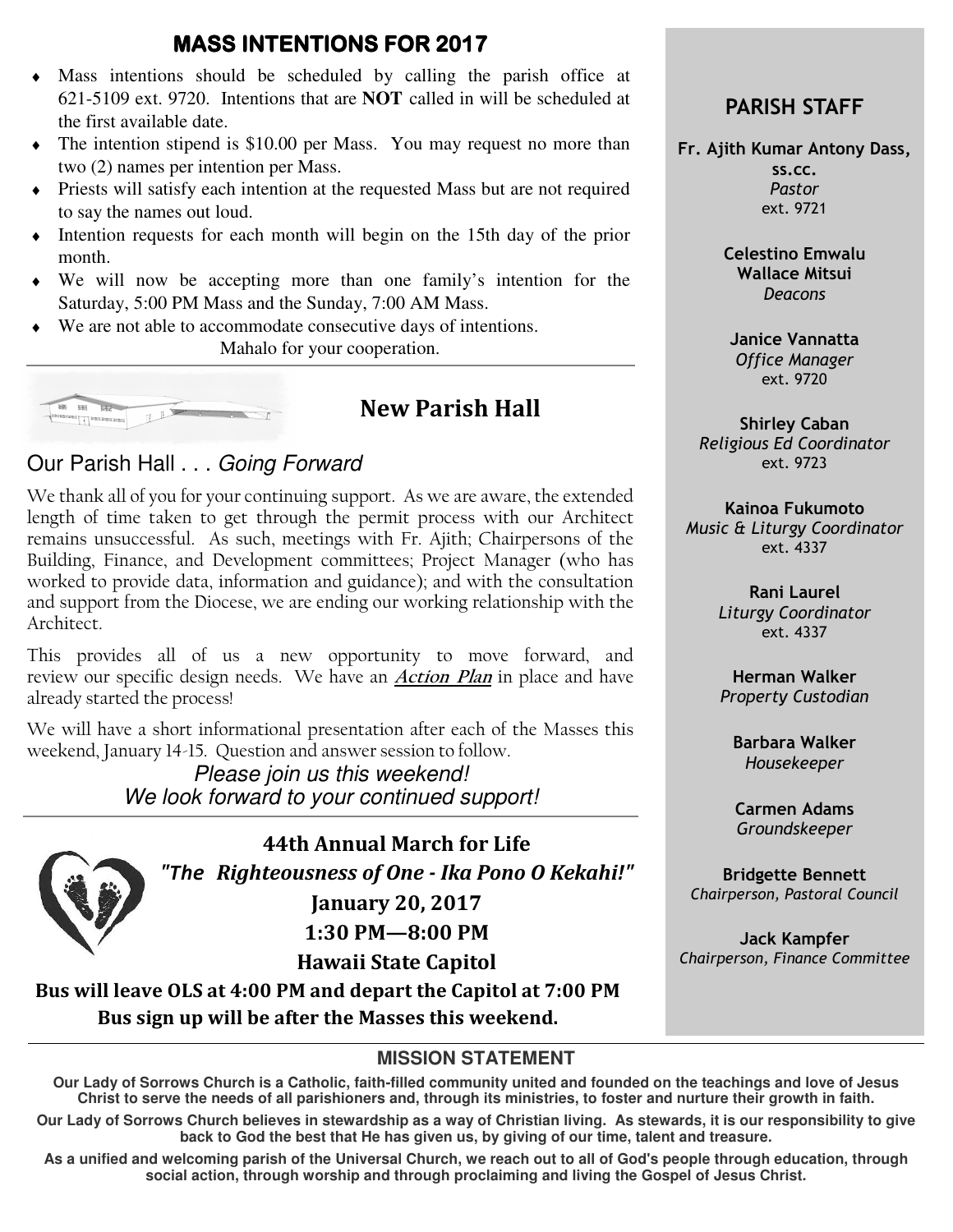## MASS INTENTIONS FOR 2017

- Mass intentions should be scheduled by calling the parish office at 621-5109 ext. 9720. Intentions that are **NOT** called in will be scheduled at the first available date.
- The intention stipend is $10.00 per Mass. You may request no more than two (2) names per intention per Mass.
- Priests will satisfy each intention at the requested Mass but are not required to say the names out loud.
- Intention requests for each month will begin on the 15th day of the prior month.
- We will now be accepting more than one family's intention for the Saturday, 5:00 PM Mass and the Sunday, 7:00 AM Mass.
- We are not able to accommodate consecutive days of intentions.

Mahalo for your cooperation.

## New Parish Hall

### Our Parish Hall . . . *Going Forward*

We thank all of you for your continuing support. As we are aware, the extended length of time taken to get through the permit process with our Architect remains unsuccessful. As such, meetings with Fr. Ajith; Chairpersons of the Building, Finance, and Development committees; Project Manager (who has worked to provide data, information and guidance); and with the consultation and support from the Diocese, we are ending our working relationship with the Architect.

This provides all of us a new opportunity to move forward, and review our specific design needs. We have an ***Action Plan*** in place and have already started the process!

We will have a short informational presentation after each of the Masses this weekend, January 14-15. Question and answer session to follow.

*Please join us this weekend!*
*We look forward to your continued support!*

### 44th Annual March for Life

***"The Righteousness of One - Ika Pono O Kekahi!"***

**January 20, 2017**

**1:30 PM—8:00 PM**

**Hawaii State Capitol**

**Bus will leave OLS at 4:00 PM and depart the Capitol at 7:00 PM**

**Bus sign up will be after the Masses this weekend.**

## PARISH STAFF

**Fr. Ajith Kumar Antony Dass, ss.cc.**
*Pastor*
ext. 9721

**Celestino Emwalu**
**Wallace Mitsui**
*Deacons*

**Janice Vannatta**
*Office Manager*
ext. 9720

**Shirley Caban**
*Religious Ed Coordinator*
ext. 9723

**Kainoa Fukumoto**
*Music & Liturgy Coordinator*
ext. 4337

**Rani Laurel**
*Liturgy Coordinator*
ext. 4337

**Herman Walker**
*Property Custodian*

**Barbara Walker**
*Housekeeper*

**Carmen Adams**
*Groundskeeper*

**Bridgette Bennett**
*Chairperson, Pastoral Council*

**Jack Kampfer**
*Chairperson, Finance Committee*

## MISSION STATEMENT

**Our Lady of Sorrows Church is a Catholic, faith-filled community united and founded on the teachings and love of Jesus Christ to serve the needs of all parishioners and, through its ministries, to foster and nurture their growth in faith.**

**Our Lady of Sorrows Church believes in stewardship as a way of Christian living. As stewards, it is our responsibility to give back to God the best that He has given us, by giving of our time, talent and treasure.**

**As a unified and welcoming parish of the Universal Church, we reach out to all of God's people through education, through social action, through worship and through proclaiming and living the Gospel of Jesus Christ.**